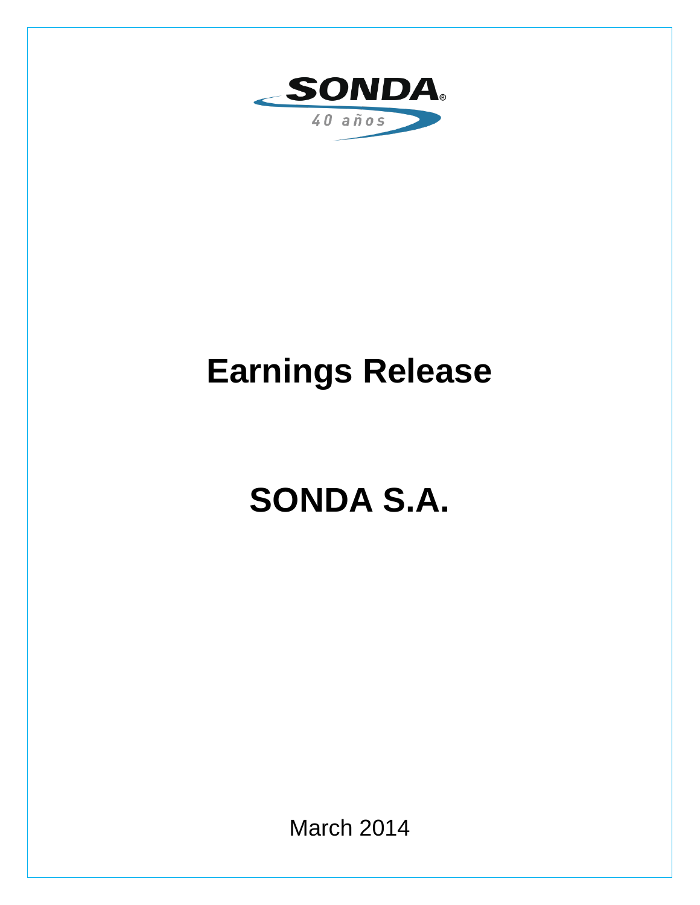SONDA®

40 años

# Earnings Release

# SONDA S.A.

March 2014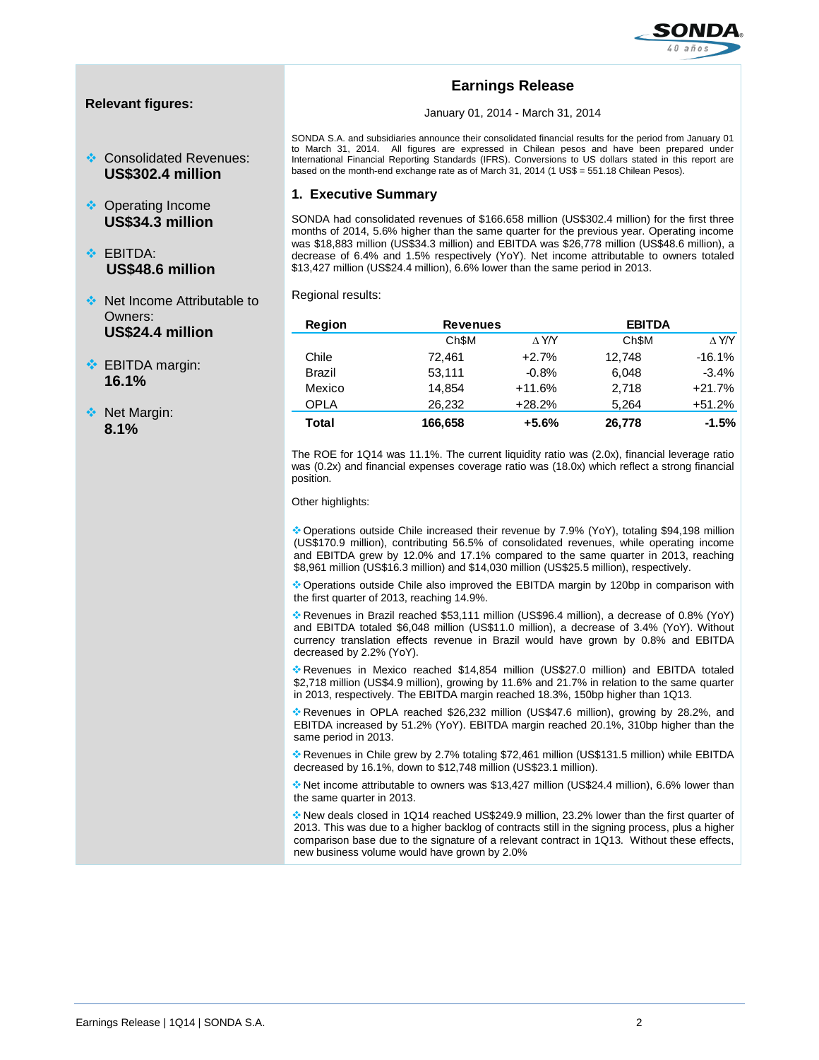**Relevant figures:**

- Consolidated Revenues: **US$302.4 million**
- Operating Income **US$34.3 million**
- EBITDA: **US$48.6 million**
- Net Income Attributable to Owners: **US$24.4 million**
- EBITDA margin: **16.1%**
- Net Margin: **8.1%**

## Earnings Release

January 01, 2014 - March 31, 2014

SONDA S.A. and subsidiaries announce their consolidated financial results for the period from January 01 to March 31, 2014. All figures are expressed in Chilean pesos and have been prepared under International Financial Reporting Standards (IFRS). Conversions to US dollars stated in this report are based on the month-end exchange rate as of March 31, 2014 (1 US$ = 551.18 Chilean Pesos).

### 1. Executive Summary

SONDA had consolidated revenues of $166.658 million (US$302.4 million) for the first three months of 2014, 5.6% higher than the same quarter for the previous year. Operating income was $18,883 million (US$34.3 million) and EBITDA was $26,778 million (US$48.6 million), a decrease of 6.4% and 1.5% respectively (YoY). Net income attributable to owners totaled $13,427 million (US$24.4 million), 6.6% lower than the same period in 2013.

Regional results:

| Region | Revenues | | EBITDA | |
|---|---|---|---|---|
| | Ch$M | Δ Y/Y | Ch$M | Δ Y/Y |
| Chile | 72,461 | +2.7% | 12,748 | -16.1% |
| Brazil | 53,111 | -0.8% | 6,048 | -3.4% |
| Mexico | 14,854 | +11.6% | 2,718 | +21.7% |
| OPLA | 26,232 | +28.2% | 5,264 | +51.2% |
| **Total** | **166,658** | **+5.6%** | **26,778** | **-1.5%** |

The ROE for 1Q14 was 11.1%. The current liquidity ratio was (2.0x), financial leverage ratio was (0.2x) and financial expenses coverage ratio was (18.0x) which reflect a strong financial position.

Other highlights:

- Operations outside Chile increased their revenue by 7.9% (YoY), totaling $94,198 million (US$170.9 million), contributing 56.5% of consolidated revenues, while operating income and EBITDA grew by 12.0% and 17.1% compared to the same quarter in 2013, reaching $8,961 million (US$16.3 million) and $14,030 million (US$25.5 million), respectively.
- Operations outside Chile also improved the EBITDA margin by 120bp in comparison with the first quarter of 2013, reaching 14.9%.
- Revenues in Brazil reached $53,111 million (US$96.4 million), a decrease of 0.8% (YoY) and EBITDA totaled $6,048 million (US$11.0 million), a decrease of 3.4% (YoY). Without currency translation effects revenue in Brazil would have grown by 0.8% and EBITDA decreased by 2.2% (YoY).
- Revenues in Mexico reached $14,854 million (US$27.0 million) and EBITDA totaled $2,718 million (US$4.9 million), growing by 11.6% and 21.7% in relation to the same quarter in 2013, respectively. The EBITDA margin reached 18.3%, 150bp higher than 1Q13.
- Revenues in OPLA reached $26,232 million (US$47.6 million), growing by 28.2%, and EBITDA increased by 51.2% (YoY). EBITDA margin reached 20.1%, 310bp higher than the same period in 2013.
- Revenues in Chile grew by 2.7% totaling $72,461 million (US$131.5 million) while EBITDA decreased by 16.1%, down to $12,748 million (US$23.1 million).
- Net income attributable to owners was $13,427 million (US$24.4 million), 6.6% lower than the same quarter in 2013.
- New deals closed in 1Q14 reached US$249.9 million, 23.2% lower than the first quarter of 2013. This was due to a higher backlog of contracts still in the signing process, plus a higher comparison base due to the signature of a relevant contract in 1Q13. Without these effects, new business volume would have grown by 2.0%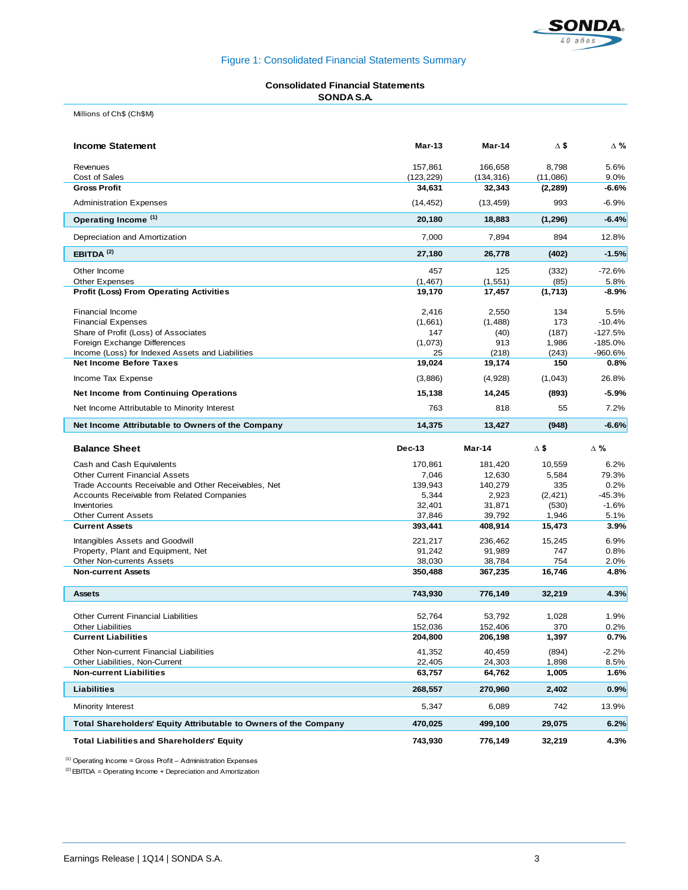Figure 1: Consolidated Financial Statements Summary

**Consolidated Financial Statements**
**SONDA S.A.**

Millions of Ch$ (Ch$M)

| **Income Statement** | **Mar-13** | **Mar-14** | **Δ $** | **Δ %** |
|---|---|---|---|---|
| Revenues | 157,861 | 166,658 | 8,798 | 5.6% |
| Cost of Sales | (123,229) | (134,316) | (11,086) | 9.0% |
| **Gross Profit** | **34,631** | **32,343** | **(2,289)** | **-6.6%** |
| Administration Expenses | (14,452) | (13,459) | 993 | -6.9% |
| **Operating Income [1]** | **20,180** | **18,883** | **(1,296)** | **-6.4%** |
| Depreciation and Amortization | 7,000 | 7,894 | 894 | 12.8% |
| **EBITDA [2]** | **27,180** | **26,778** | **(402)** | **-1.5%** |
| Other Income | 457 | 125 | (332) | -72.6% |
| Other Expenses | (1,467) | (1,551) | (85) | 5.8% |
| **Profit (Loss) From Operating Activities** | **19,170** | **17,457** | **(1,713)** | **-8.9%** |
| Financial Income | 2,416 | 2,550 | 134 | 5.5% |
| Financial Expenses | (1,661) | (1,488) | 173 | -10.4% |
| Share of Profit (Loss) of Associates | 147 | (40) | (187) | -127.5% |
| Foreign Exchange Differences | (1,073) | 913 | 1,986 | -185.0% |
| Income (Loss) for Indexed Assets and Liabilities | 25 | (218) | (243) | -960.6% |
| **Net Income Before Taxes** | **19,024** | **19,174** | **150** | **0.8%** |
| Income Tax Expense | (3,886) | (4,928) | (1,043) | 26.8% |
| **Net Income from Continuing Operations** | **15,138** | **14,245** | **(893)** | **-5.9%** |
| Net Income Attributable to Minority Interest | 763 | 818 | 55 | 7.2% |
| **Net Income Attributable to Owners of the Company** | **14,375** | **13,427** | **(948)** | **-6.6%** |

| **Balance Sheet** | **Dec-13** | **Mar-14** | **Δ $** | **Δ %** |
|---|---|---|---|---|
| Cash and Cash Equivalents | 170,861 | 181,420 | 10,559 | 6.2% |
| Other Current Financial Assets | 7,046 | 12,630 | 5,584 | 79.3% |
| Trade Accounts Receivable and Other Receivables, Net | 139,943 | 140,279 | 335 | 0.2% |
| Accounts Receivable from Related Companies | 5,344 | 2,923 | (2,421) | -45.3% |
| Inventories | 32,401 | 31,871 | (530) | -1.6% |
| Other Current Assets | 37,846 | 39,792 | 1,946 | 5.1% |
| **Current Assets** | **393,441** | **408,914** | **15,473** | **3.9%** |
| Intangibles Assets and Goodwill | 221,217 | 236,462 | 15,245 | 6.9% |
| Property, Plant and Equipment, Net | 91,242 | 91,989 | 747 | 0.8% |
| Other Non-currents Assets | 38,030 | 38,784 | 754 | 2.0% |
| **Non-current Assets** | **350,488** | **367,235** | **16,746** | **4.8%** |
| **Assets** | **743,930** | **776,149** | **32,219** | **4.3%** |
| Other Current Financial Liabilities | 52,764 | 53,792 | 1,028 | 1.9% |
| Other Liabilities | 152,036 | 152,406 | 370 | 0.2% |
| **Current Liabilities** | **204,800** | **206,198** | **1,397** | **0.7%** |
| Other Non-current Financial Liabilities | 41,352 | 40,459 | (894) | -2.2% |
| Other Liabilities, Non-Current | 22,405 | 24,303 | 1,898 | 8.5% |
| **Non-current Liabilities** | **63,757** | **64,762** | **1,005** | **1.6%** |
| **Liabilities** | **268,557** | **270,960** | **2,402** | **0.9%** |
| Minority Interest | 5,347 | 6,089 | 742 | 13.9% |
| **Total Shareholders' Equity Attributable to Owners of the Company** | **470,025** | **499,100** | **29,075** | **6.2%** |
| **Total Liabilities and Shareholders' Equity** | **743,930** | **776,149** | **32,219** | **4.3%** |

[1] Operating Income = Gross Profit – Administration Expenses

[2] EBITDA = Operating Income + Depreciation and Amortization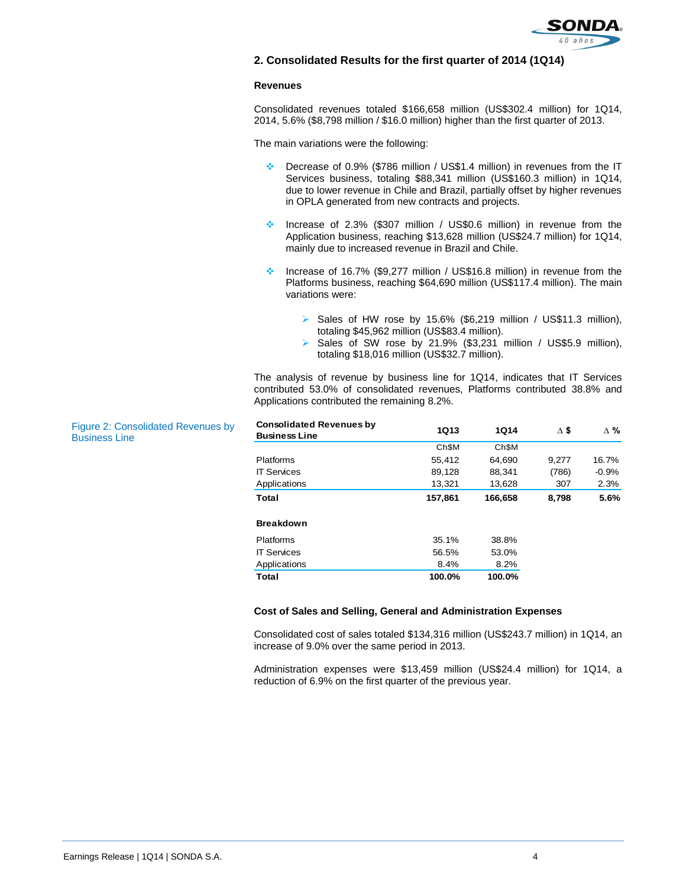## 2. Consolidated Results for the first quarter of 2014 (1Q14)

### Revenues

Consolidated revenues totaled $166,658 million (US$302.4 million) for 1Q14, 2014, 5.6% ($8,798 million / $16.0 million) higher than the first quarter of 2013.

The main variations were the following:

- Decrease of 0.9% ($786 million / US$1.4 million) in revenues from the IT Services business, totaling $88,341 million (US$160.3 million) in 1Q14, due to lower revenue in Chile and Brazil, partially offset by higher revenues in OPLA generated from new contracts and projects.
- Increase of 2.3% ($307 million / US$0.6 million) in revenue from the Application business, reaching $13,628 million (US$24.7 million) for 1Q14, mainly due to increased revenue in Brazil and Chile.
- Increase of 16.7% ($9,277 million / US$16.8 million) in revenue from the Platforms business, reaching $64,690 million (US$117.4 million). The main variations were:
  - Sales of HW rose by 15.6% ($6,219 million / US$11.3 million), totaling $45,962 million (US$83.4 million).
  - Sales of SW rose by 21.9% ($3,231 million / US$5.9 million), totaling $18,016 million (US$32.7 million).

The analysis of revenue by business line for 1Q14, indicates that IT Services contributed 53.0% of consolidated revenues, Platforms contributed 38.8% and Applications contributed the remaining 8.2%.

Figure 2: Consolidated Revenues by Business Line

| Consolidated Revenues by Business Line | 1Q13 | 1Q14 | ∆ $ | ∆ % |
|---|---|---|---|---|
| | Ch$M | Ch$M | | |
| Platforms | 55,412 | 64,690 | 9,277 | 16.7% |
| IT Services | 89,128 | 88,341 | (786) | -0.9% |
| Applications | 13,321 | 13,628 | 307 | 2.3% |
| **Total** | **157,861** | **166,658** | **8,798** | **5.6%** |
| | | | | |
| **Breakdown** | | | | |
| Platforms | 35.1% | 38.8% | | |
| IT Services | 56.5% | 53.0% | | |
| Applications | 8.4% | 8.2% | | |
| **Total** | **100.0%** | **100.0%** | | |

### Cost of Sales and Selling, General and Administration Expenses

Consolidated cost of sales totaled $134,316 million (US$243.7 million) in 1Q14, an increase of 9.0% over the same period in 2013.

Administration expenses were $13,459 million (US$24.4 million) for 1Q14, a reduction of 6.9% on the first quarter of the previous year.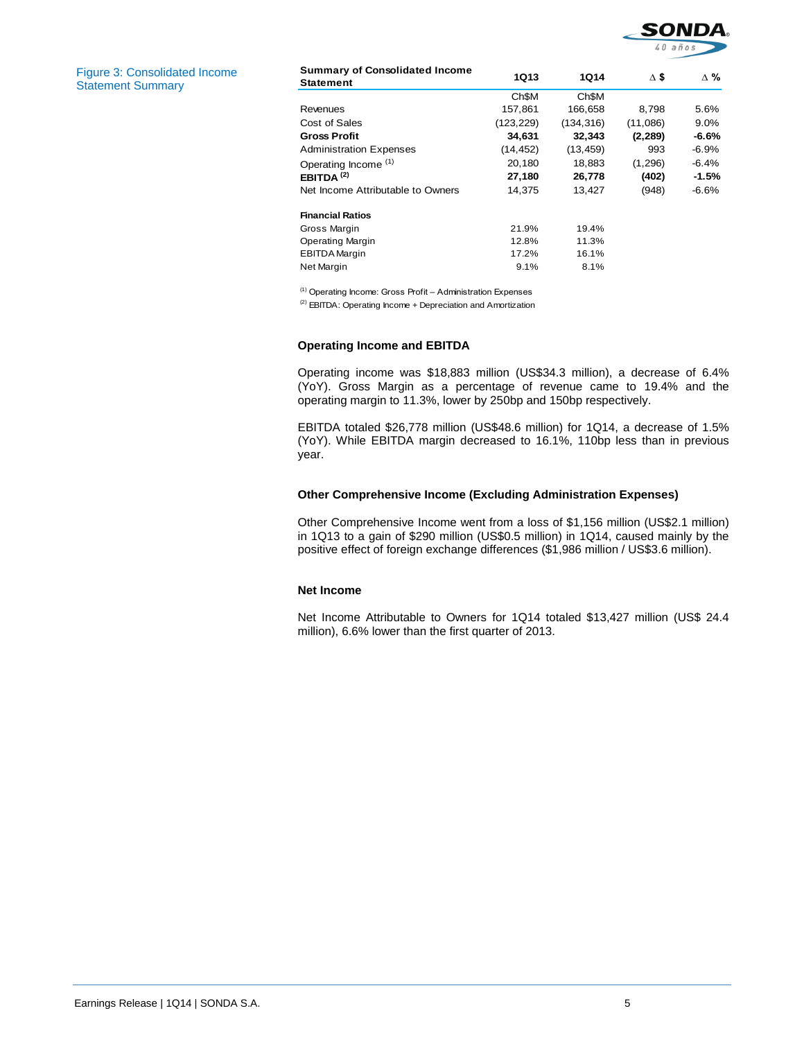Figure 3: Consolidated Income Statement Summary

| Summary of Consolidated Income Statement | 1Q13 | 1Q14 | Δ $ | Δ % |
|---|---|---|---|---|
| | Ch$M | Ch$M | | |
| Revenues | 157,861 | 166,658 | 8,798 | 5.6% |
| Cost of Sales | (123,229) | (134,316) | (11,086) | 9.0% |
| **Gross Profit** | **34,631** | **32,343** | **(2,289)** | **-6.6%** |
| Administration Expenses | (14,452) | (13,459) | 993 | -6.9% |
| Operating Income [(1)] | 20,180 | 18,883 | (1,296) | -6.4% |
| **EBITDA [(2)]** | **27,180** | **26,778** | **(402)** | **-1.5%** |
| Net Income Attributable to Owners | 14,375 | 13,427 | (948) | -6.6% |
| | | | | |
| **Financial Ratios** | | | | |
| Gross Margin | 21.9% | 19.4% | | |
| Operating Margin | 12.8% | 11.3% | | |
| EBITDA Margin | 17.2% | 16.1% | | |
| Net Margin | 9.1% | 8.1% | | |

[(1)] Operating Income: Gross Profit – Administration Expenses

[(2)] EBITDA: Operating Income + Depreciation and Amortization

### Operating Income and EBITDA

Operating income was $18,883 million (US$34.3 million), a decrease of 6.4% (YoY). Gross Margin as a percentage of revenue came to 19.4% and the operating margin to 11.3%, lower by 250bp and 150bp respectively.

EBITDA totaled $26,778 million (US$48.6 million) for 1Q14, a decrease of 1.5% (YoY). While EBITDA margin decreased to 16.1%, 110bp less than in previous year.

### Other Comprehensive Income (Excluding Administration Expenses)

Other Comprehensive Income went from a loss of $1,156 million (US$2.1 million) in 1Q13 to a gain of $290 million (US$0.5 million) in 1Q14, caused mainly by the positive effect of foreign exchange differences ($1,986 million / US$3.6 million).

### Net Income

Net Income Attributable to Owners for 1Q14 totaled $13,427 million (US$ 24.4 million), 6.6% lower than the first quarter of 2013.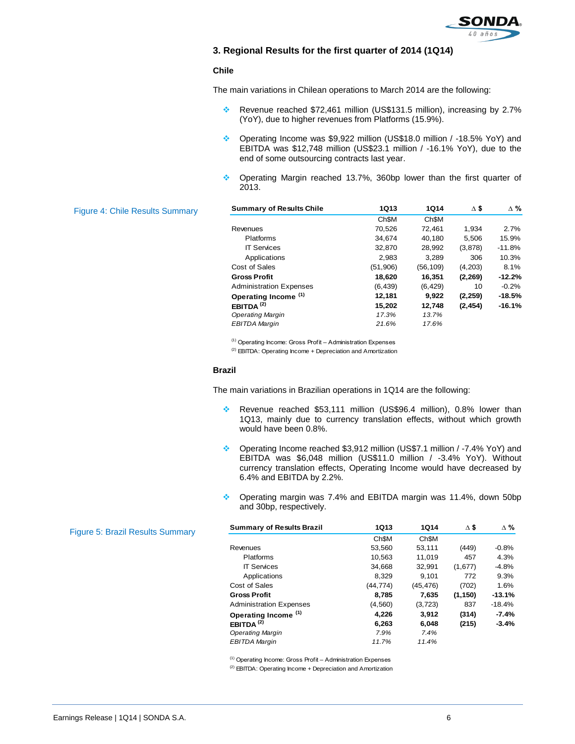## 3. Regional Results for the first quarter of 2014 (1Q14)

### Chile

The main variations in Chilean operations to March 2014 are the following:

- Revenue reached $72,461 million (US$131.5 million), increasing by 2.7% (YoY), due to higher revenues from Platforms (15.9%).
- Operating Income was $9,922 million (US$18.0 million / -18.5% YoY) and EBITDA was $12,748 million (US$23.1 million / -16.1% YoY), due to the end of some outsourcing contracts last year.
- Operating Margin reached 13.7%, 360bp lower than the first quarter of 2013.

Figure 4: Chile Results Summary

| Summary of Results Chile | 1Q13 | 1Q14 | Δ $ | Δ % |
|---|---|---|---|---|
| | Ch$M | Ch$M | | |
| Revenues | 70,526 | 72,461 | 1,934 | 2.7% |
| Platforms | 34,674 | 40,180 | 5,506 | 15.9% |
| IT Services | 32,870 | 28,992 | (3,878) | -11.8% |
| Applications | 2,983 | 3,289 | 306 | 10.3% |
| Cost of Sales | (51,906) | (56,109) | (4,203) | 8.1% |
| **Gross Profit** | **18,620** | **16,351** | **(2,269)** | **-12.2%** |
| Administration Expenses | (6,439) | (6,429) | 10 | -0.2% |
| **Operating Income [(1)]** | **12,181** | **9,922** | **(2,259)** | **-18.5%** |
| **EBITDA [(2)]** | **15,202** | **12,748** | **(2,454)** | **-16.1%** |
| *Operating Margin* | *17.3%* | *13.7%* | | |
| *EBITDA Margin* | *21.6%* | *17.6%* | | |

(1) Operating Income: Gross Profit – Administration Expenses
(2) EBITDA: Operating Income + Depreciation and Amortization

### Brazil

The main variations in Brazilian operations in 1Q14 are the following:

- Revenue reached $53,111 million (US$96.4 million), 0.8% lower than 1Q13, mainly due to currency translation effects, without which growth would have been 0.8%.
- Operating Income reached $3,912 million (US$7.1 million / -7.4% YoY) and EBITDA was $6,048 million (US$11.0 million / -3.4% YoY). Without currency translation effects, Operating Income would have decreased by 6.4% and EBITDA by 2.2%.
- Operating margin was 7.4% and EBITDA margin was 11.4%, down 50bp and 30bp, respectively.

Figure 5: Brazil Results Summary

| Summary of Results Brazil | 1Q13 | 1Q14 | Δ $ | Δ % |
|---|---|---|---|---|
| | Ch$M | Ch$M | | |
| Revenues | 53,560 | 53,111 | (449) | -0.8% |
| Platforms | 10,563 | 11,019 | 457 | 4.3% |
| IT Services | 34,668 | 32,991 | (1,677) | -4.8% |
| Applications | 8,329 | 9,101 | 772 | 9.3% |
| Cost of Sales | (44,774) | (45,476) | (702) | 1.6% |
| **Gross Profit** | **8,785** | **7,635** | **(1,150)** | **-13.1%** |
| Administration Expenses | (4,560) | (3,723) | 837 | -18.4% |
| **Operating Income [(1)]** | **4,226** | **3,912** | **(314)** | **-7.4%** |
| **EBITDA [(2)]** | **6,263** | **6,048** | **(215)** | **-3.4%** |
| *Operating Margin* | *7.9%* | *7.4%* | | |
| *EBITDA Margin* | *11.7%* | *11.4%* | | |

(1) Operating Income: Gross Profit – Administration Expenses
(2) EBITDA: Operating Income + Depreciation and Amortization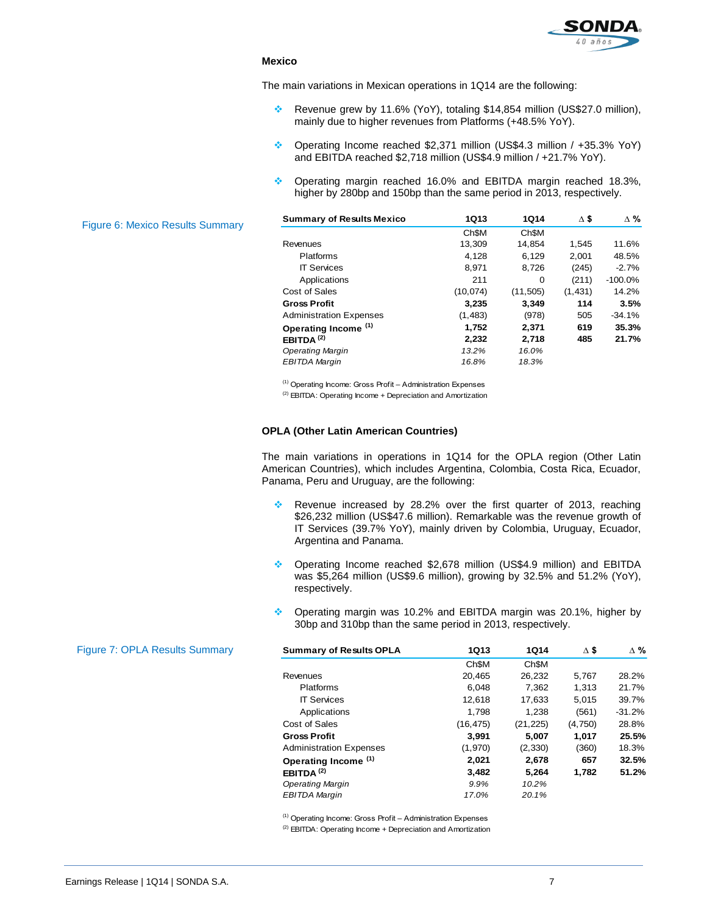### Mexico

The main variations in Mexican operations in 1Q14 are the following:

- Revenue grew by 11.6% (YoY), totaling $14,854 million (US$27.0 million), mainly due to higher revenues from Platforms (+48.5% YoY).
- Operating Income reached $2,371 million (US$4.3 million / +35.3% YoY) and EBITDA reached $2,718 million (US$4.9 million / +21.7% YoY).
- Operating margin reached 16.0% and EBITDA margin reached 18.3%, higher by 280bp and 150bp than the same period in 2013, respectively.

Figure 6: Mexico Results Summary

| **Summary of Results Mexico** | **1Q13** | **1Q14** | **Δ $** | **Δ %** |
|---|---|---|---|---|
| | Ch$M | Ch$M | | |
| Revenues | 13,309 | 14,854 | 1,545 | 11.6% |
| Platforms | 4,128 | 6,129 | 2,001 | 48.5% |
| IT Services | 8,971 | 8,726 | (245) | -2.7% |
| Applications | 211 | 0 | (211) | -100.0% |
| Cost of Sales | (10,074) | (11,505) | (1,431) | 14.2% |
| **Gross Profit** | **3,235** | **3,349** | **114** | **3.5%** |
| Administration Expenses | (1,483) | (978) | 505 | -34.1% |
| **Operating Income (1)** | **1,752** | **2,371** | **619** | **35.3%** |
| **EBITDA (2)** | **2,232** | **2,718** | **485** | **21.7%** |
| *Operating Margin* | *13.2%* | *16.0%* | | |
| *EBITDA Margin* | *16.8%* | *18.3%* | | |

(1) Operating Income: Gross Profit – Administration Expenses
(2) EBITDA: Operating Income + Depreciation and Amortization

### OPLA (Other Latin American Countries)

The main variations in operations in 1Q14 for the OPLA region (Other Latin American Countries), which includes Argentina, Colombia, Costa Rica, Ecuador, Panama, Peru and Uruguay, are the following:

- Revenue increased by 28.2% over the first quarter of 2013, reaching $26,232 million (US$47.6 million). Remarkable was the revenue growth of IT Services (39.7% YoY), mainly driven by Colombia, Uruguay, Ecuador, Argentina and Panama.
- Operating Income reached $2,678 million (US$4.9 million) and EBITDA was $5,264 million (US$9.6 million), growing by 32.5% and 51.2% (YoY), respectively.
- Operating margin was 10.2% and EBITDA margin was 20.1%, higher by 30bp and 310bp than the same period in 2013, respectively.

Figure 7: OPLA Results Summary

| **Summary of Results OPLA** | **1Q13** | **1Q14** | **Δ $** | **Δ %** |
|---|---|---|---|---|
| | Ch$M | Ch$M | | |
| Revenues | 20,465 | 26,232 | 5,767 | 28.2% |
| Platforms | 6,048 | 7,362 | 1,313 | 21.7% |
| IT Services | 12,618 | 17,633 | 5,015 | 39.7% |
| Applications | 1,798 | 1,238 | (561) | -31.2% |
| Cost of Sales | (16,475) | (21,225) | (4,750) | 28.8% |
| **Gross Profit** | **3,991** | **5,007** | **1,017** | **25.5%** |
| Administration Expenses | (1,970) | (2,330) | (360) | 18.3% |
| **Operating Income (1)** | **2,021** | **2,678** | **657** | **32.5%** |
| **EBITDA (2)** | **3,482** | **5,264** | **1,782** | **51.2%** |
| *Operating Margin* | *9.9%* | *10.2%* | | |
| *EBITDA Margin* | *17.0%* | *20.1%* | | |

(1) Operating Income: Gross Profit – Administration Expenses
(2) EBITDA: Operating Income + Depreciation and Amortization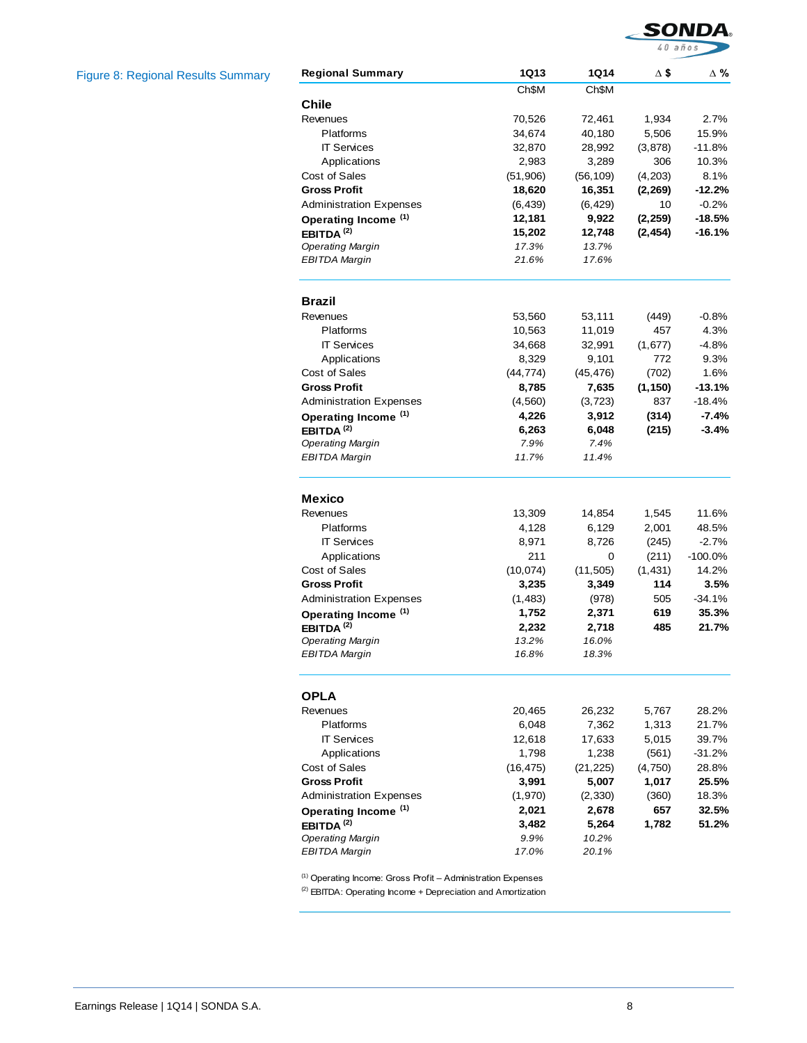Figure 8: Regional Results Summary

| Regional Summary | 1Q13 | 1Q14 | Δ $ | Δ % |
|---|---|---|---|---|
| | Ch$M | Ch$M | | |
| **Chile** | | | | |
| Revenues | 70,526 | 72,461 | 1,934 | 2.7% |
| Platforms | 34,674 | 40,180 | 5,506 | 15.9% |
| IT Services | 32,870 | 28,992 | (3,878) | -11.8% |
| Applications | 2,983 | 3,289 | 306 | 10.3% |
| Cost of Sales | (51,906) | (56,109) | (4,203) | 8.1% |
| **Gross Profit** | **18,620** | **16,351** | **(2,269)** | **-12.2%** |
| Administration Expenses | (6,439) | (6,429) | 10 | -0.2% |
| **Operating Income (1)** | **12,181** | **9,922** | **(2,259)** | **-18.5%** |
| **EBITDA (2)** | **15,202** | **12,748** | **(2,454)** | **-16.1%** |
| *Operating Margin* | *17.3%* | *13.7%* | | |
| *EBITDA Margin* | *21.6%* | *17.6%* | | |
| **Brazil** | | | | |
| Revenues | 53,560 | 53,111 | (449) | -0.8% |
| Platforms | 10,563 | 11,019 | 457 | 4.3% |
| IT Services | 34,668 | 32,991 | (1,677) | -4.8% |
| Applications | 8,329 | 9,101 | 772 | 9.3% |
| Cost of Sales | (44,774) | (45,476) | (702) | 1.6% |
| **Gross Profit** | **8,785** | **7,635** | **(1,150)** | **-13.1%** |
| Administration Expenses | (4,560) | (3,723) | 837 | -18.4% |
| **Operating Income (1)** | **4,226** | **3,912** | **(314)** | **-7.4%** |
| **EBITDA (2)** | **6,263** | **6,048** | **(215)** | **-3.4%** |
| *Operating Margin* | *7.9%* | *7.4%* | | |
| *EBITDA Margin* | *11.7%* | *11.4%* | | |
| **Mexico** | | | | |
| Revenues | 13,309 | 14,854 | 1,545 | 11.6% |
| Platforms | 4,128 | 6,129 | 2,001 | 48.5% |
| IT Services | 8,971 | 8,726 | (245) | -2.7% |
| Applications | 211 | 0 | (211) | -100.0% |
| Cost of Sales | (10,074) | (11,505) | (1,431) | 14.2% |
| **Gross Profit** | **3,235** | **3,349** | **114** | **3.5%** |
| Administration Expenses | (1,483) | (978) | 505 | -34.1% |
| **Operating Income (1)** | **1,752** | **2,371** | **619** | **35.3%** |
| **EBITDA (2)** | **2,232** | **2,718** | **485** | **21.7%** |
| *Operating Margin* | *13.2%* | *16.0%* | | |
| *EBITDA Margin* | *16.8%* | *18.3%* | | |
| **OPLA** | | | | |
| Revenues | 20,465 | 26,232 | 5,767 | 28.2% |
| Platforms | 6,048 | 7,362 | 1,313 | 21.7% |
| IT Services | 12,618 | 17,633 | 5,015 | 39.7% |
| Applications | 1,798 | 1,238 | (561) | -31.2% |
| Cost of Sales | (16,475) | (21,225) | (4,750) | 28.8% |
| **Gross Profit** | **3,991** | **5,007** | **1,017** | **25.5%** |
| Administration Expenses | (1,970) | (2,330) | (360) | 18.3% |
| **Operating Income (1)** | **2,021** | **2,678** | **657** | **32.5%** |
| **EBITDA (2)** | **3,482** | **5,264** | **1,782** | **51.2%** |
| *Operating Margin* | *9.9%* | *10.2%* | | |
| *EBITDA Margin* | *17.0%* | *20.1%* | | |

(1) Operating Income: Gross Profit – Administration Expenses

(2) EBITDA: Operating Income + Depreciation and Amortization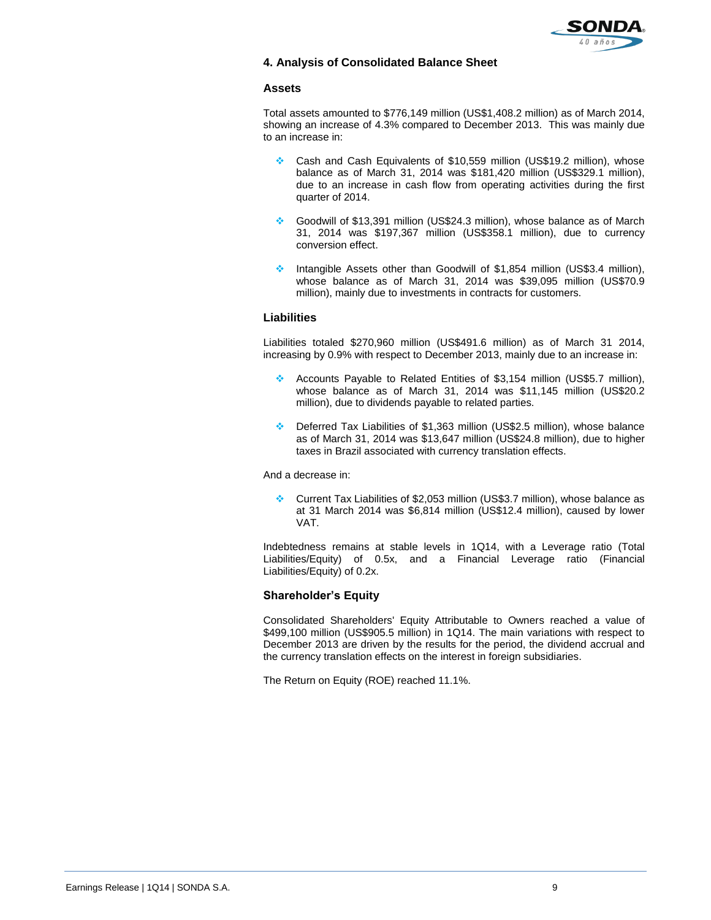## 4. Analysis of Consolidated Balance Sheet

### Assets

Total assets amounted to $776,149 million (US$1,408.2 million) as of March 2014, showing an increase of 4.3% compared to December 2013. This was mainly due to an increase in:

- Cash and Cash Equivalents of $10,559 million (US$19.2 million), whose balance as of March 31, 2014 was $181,420 million (US$329.1 million), due to an increase in cash flow from operating activities during the first quarter of 2014.
- Goodwill of $13,391 million (US$24.3 million), whose balance as of March 31, 2014 was $197,367 million (US$358.1 million), due to currency conversion effect.
- Intangible Assets other than Goodwill of $1,854 million (US$3.4 million), whose balance as of March 31, 2014 was $39,095 million (US$70.9 million), mainly due to investments in contracts for customers.

### Liabilities

Liabilities totaled $270,960 million (US$491.6 million) as of March 31 2014, increasing by 0.9% with respect to December 2013, mainly due to an increase in:

- Accounts Payable to Related Entities of $3,154 million (US$5.7 million), whose balance as of March 31, 2014 was $11,145 million (US$20.2 million), due to dividends payable to related parties.
- Deferred Tax Liabilities of $1,363 million (US$2.5 million), whose balance as of March 31, 2014 was $13,647 million (US$24.8 million), due to higher taxes in Brazil associated with currency translation effects.

And a decrease in:

- Current Tax Liabilities of $2,053 million (US$3.7 million), whose balance as at 31 March 2014 was $6,814 million (US$12.4 million), caused by lower VAT.

Indebtedness remains at stable levels in 1Q14, with a Leverage ratio (Total Liabilities/Equity) of 0.5x, and a Financial Leverage ratio (Financial Liabilities/Equity) of 0.2x.

### Shareholder's Equity

Consolidated Shareholders' Equity Attributable to Owners reached a value of $499,100 million (US$905.5 million) in 1Q14. The main variations with respect to December 2013 are driven by the results for the period, the dividend accrual and the currency translation effects on the interest in foreign subsidiaries.

The Return on Equity (ROE) reached 11.1%.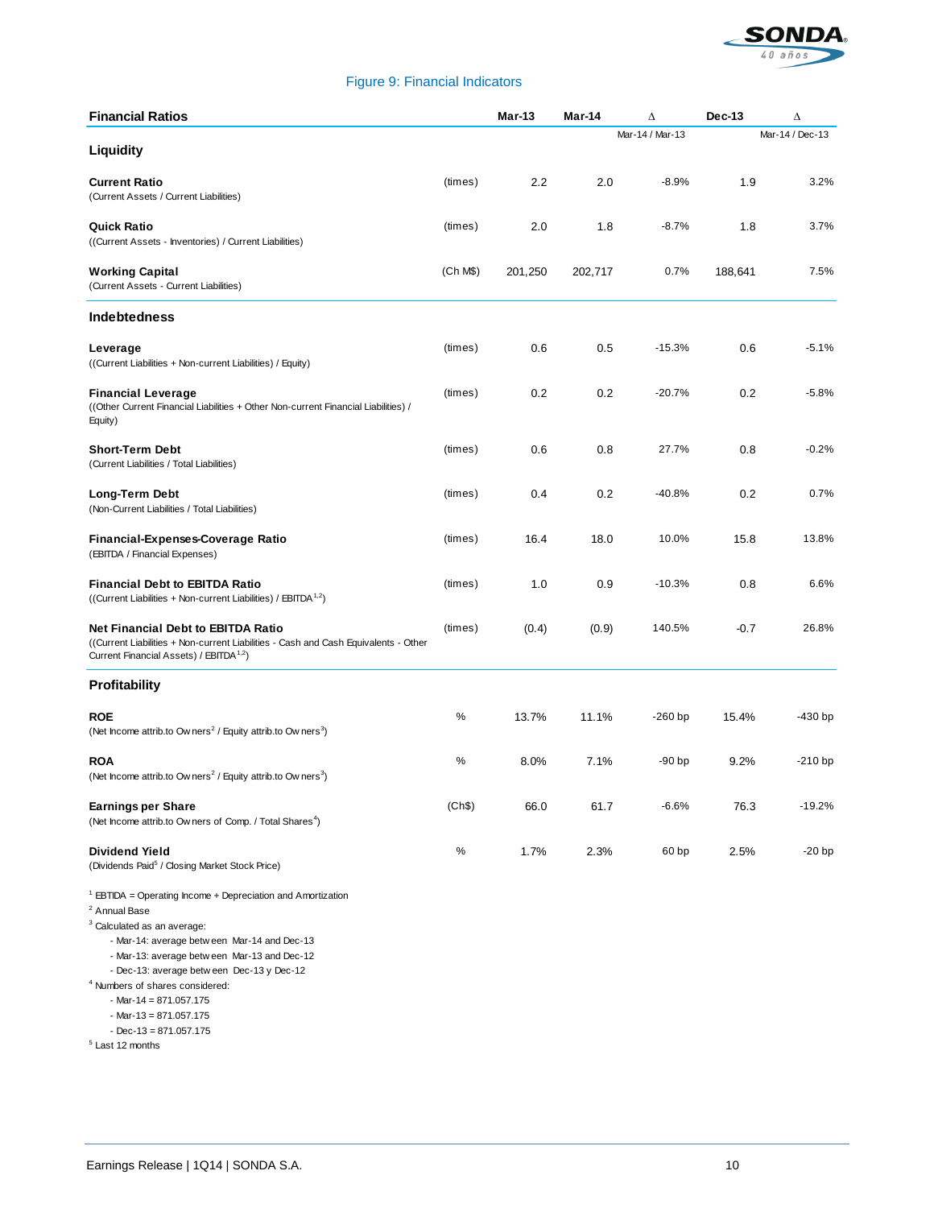Figure 9: Financial Indicators

| Financial Ratios | | Mar-13 | Mar-14 | Δ Mar-14 / Mar-13 | Dec-13 | Δ Mar-14 / Dec-13 |
|---|---|---|---|---|---|---|
| **Liquidity** | | | | | | |
| **Current Ratio** (Current Assets / Current Liabilities) | (times) | 2.2 | 2.0 | -8.9% | 1.9 | 3.2% |
| **Quick Ratio** ((Current Assets - Inventories) / Current Liabilities) | (times) | 2.0 | 1.8 | -8.7% | 1.8 | 3.7% |
| **Working Capital** (Current Assets - Current Liabilities) | (Ch M$) | 201,250 | 202,717 | 0.7% | 188,641 | 7.5% |
| **Indebtedness** | | | | | | |
| **Leverage** ((Current Liabilities + Non-current Liabilities) / Equity) | (times) | 0.6 | 0.5 | -15.3% | 0.6 | -5.1% |
| **Financial Leverage** ((Other Current Financial Liabilities + Other Non-current Financial Liabilities) / Equity) | (times) | 0.2 | 0.2 | -20.7% | 0.2 | -5.8% |
| **Short-Term Debt** (Current Liabilities / Total Liabilities) | (times) | 0.6 | 0.8 | 27.7% | 0.8 | -0.2% |
| **Long-Term Debt** (Non-Current Liabilities / Total Liabilities) | (times) | 0.4 | 0.2 | -40.8% | 0.2 | 0.7% |
| **Financial-Expenses-Coverage Ratio** (EBITDA / Financial Expenses) | (times) | 16.4 | 18.0 | 10.0% | 15.8 | 13.8% |
| **Financial Debt to EBITDA Ratio** ((Current Liabilities + Non-current Liabilities) / EBITDA[1,2]) | (times) | 1.0 | 0.9 | -10.3% | 0.8 | 6.6% |
| **Net Financial Debt to EBITDA Ratio** ((Current Liabilities + Non-current Liabilities - Cash and Cash Equivalents - Other Current Financial Assets) / EBITDA[1,2]) | (times) | (0.4) | (0.9) | 140.5% | -0.7 | 26.8% |
| **Profitability** | | | | | | |
| **ROE** (Net Income attrib.to Owners[2] / Equity attrib.to Owners[3]) | % | 13.7% | 11.1% | -260 bp | 15.4% | -430 bp |
| **ROA** (Net Income attrib.to Owners[2] / Equity attrib.to Owners[3]) | % | 8.0% | 7.1% | -90 bp | 9.2% | -210 bp |
| **Earnings per Share** (Net Income attrib.to Owners of Comp. / Total Shares[4]) | (Ch$) | 66.0 | 61.7 | -6.6% | 76.3 | -19.2% |
| **Dividend Yield** (Dividends Paid[5] / Closing Market Stock Price) | % | 1.7% | 2.3% | 60 bp | 2.5% | -20 bp |

[1] EBTIDA = Operating Income + Depreciation and Amortization

[2] Annual Base

[3] Calculated as an average:
- Mar-14: average between Mar-14 and Dec-13
- Mar-13: average between Mar-13 and Dec-12
- Dec-13: average between Dec-13 y Dec-12

[4] Numbers of shares considered:
- Mar-14 = 871.057.175
- Mar-13 = 871.057.175
- Dec-13 = 871.057.175

[5] Last 12 months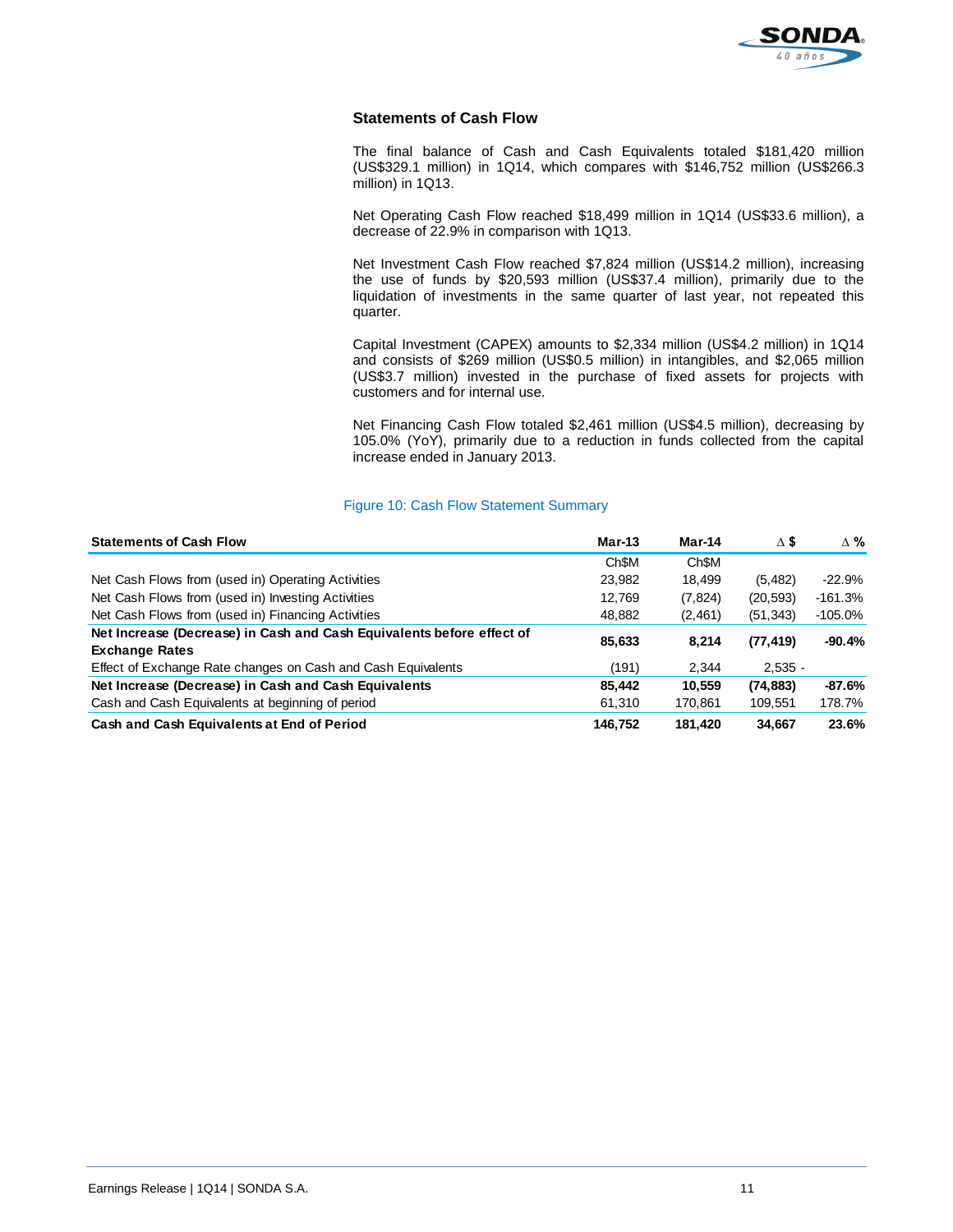## Statements of Cash Flow

The final balance of Cash and Cash Equivalents totaled $181,420 million (US$329.1 million) in 1Q14, which compares with $146,752 million (US$266.3 million) in 1Q13.

Net Operating Cash Flow reached $18,499 million in 1Q14 (US$33.6 million), a decrease of 22.9% in comparison with 1Q13.

Net Investment Cash Flow reached $7,824 million (US$14.2 million), increasing the use of funds by $20,593 million (US$37.4 million), primarily due to the liquidation of investments in the same quarter of last year, not repeated this quarter.

Capital Investment (CAPEX) amounts to $2,334 million (US$4.2 million) in 1Q14 and consists of $269 million (US$0.5 million) in intangibles, and $2,065 million (US$3.7 million) invested in the purchase of fixed assets for projects with customers and for internal use.

Net Financing Cash Flow totaled $2,461 million (US$4.5 million), decreasing by 105.0% (YoY), primarily due to a reduction in funds collected from the capital increase ended in January 2013.

Figure 10: Cash Flow Statement Summary

| **Statements of Cash Flow** | **Mar-13** | **Mar-14** | **Δ $** | **Δ %** |
|---|---|---|---|---|
| | Ch$M | Ch$M | | |
| Net Cash Flows from (used in) Operating Activities | 23,982 | 18,499 | (5,482) | -22.9% |
| Net Cash Flows from (used in) Investing Activities | 12,769 | (7,824) | (20,593) | -161.3% |
| Net Cash Flows from (used in) Financing Activities | 48,882 | (2,461) | (51,343) | -105.0% |
| **Net Increase (Decrease) in Cash and Cash Equivalents before effect of Exchange Rates** | **85,633** | **8,214** | **(77,419)** | **-90.4%** |
| Effect of Exchange Rate changes on Cash and Cash Equivalents | (191) | 2,344 | 2,535 | - |
| **Net Increase (Decrease) in Cash and Cash Equivalents** | **85,442** | **10,559** | **(74,883)** | **-87.6%** |
| Cash and Cash Equivalents at beginning of period | 61,310 | 170,861 | 109,551 | 178.7% |
| **Cash and Cash Equivalents at End of Period** | **146,752** | **181,420** | **34,667** | **23.6%** |